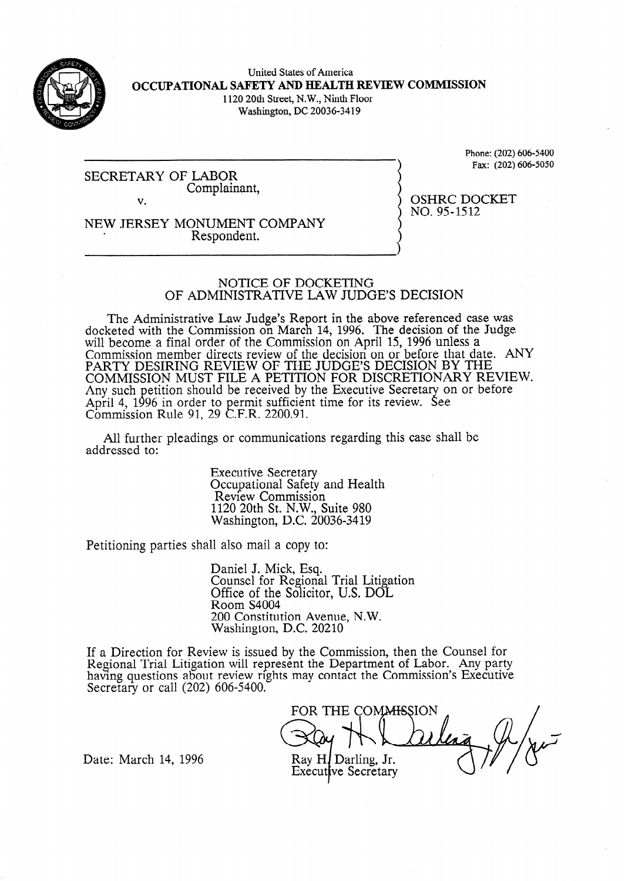United States of America
**OCCUPATIONAL SAFETY AND HEALTH REVIEW COMMISSION**
1120 20th Street, N.W., Ninth Floor
Washington, DC 20036-3419

Phone: (202) 606-5400
Fax: (202) 606-5050

SECRETARY OF LABOR
Complainant,

v.

NEW JERSEY MONUMENT COMPANY
Respondent.

OSHRC DOCKET
NO. 95-1512

## NOTICE OF DOCKETING OF ADMINISTRATIVE LAW JUDGE'S DECISION

The Administrative Law Judge's Report in the above referenced case was docketed with the Commission on March 14, 1996. The decision of the Judge will become a final order of the Commission on April 15, 1996 unless a Commission member directs review of the decision on or before that date. ANY PARTY DESIRING REVIEW OF THE JUDGE'S DECISION BY THE COMMISSION MUST FILE A PETITION FOR DISCRETIONARY REVIEW. Any such petition should be received by the Executive Secretary on or before April 4, 1996 in order to permit sufficient time for its review. See Commission Rule 91, 29 C.F.R. 2200.91.

All further pleadings or communications regarding this case shall be addressed to:

Executive Secretary
Occupational Safety and Health
Review Commission
1120 20th St. N.W., Suite 980
Washington, D.C. 20036-3419

Petitioning parties shall also mail a copy to:

Daniel J. Mick, Esq.
Counsel for Regional Trial Litigation
Office of the Solicitor, U.S. DOL
Room S4004
200 Constitution Avenue, N.W.
Washington, D.C. 20210

If a Direction for Review is issued by the Commission, then the Counsel for Regional Trial Litigation will represent the Department of Labor. Any party having questions about review rights may contact the Commission's Executive Secretary or call (202) 606-5400.

FOR THE COMMISSION

Ray H. Darling, Jr.
Executive Secretary

Date: March 14, 1996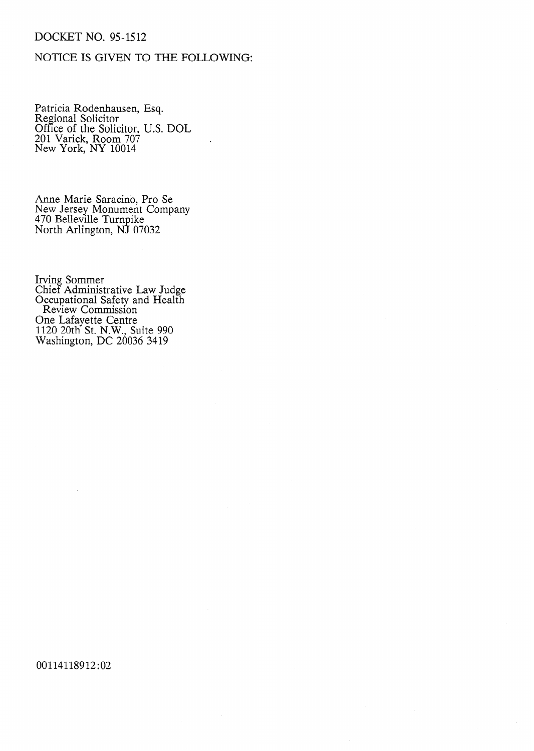DOCKET NO. 95-1512

NOTICE IS GIVEN TO THE FOLLOWING:

Patricia Rodenhausen, Esq.
Regional Solicitor
Office of the Solicitor, U.S. DOL
201 Varick, Room 707
New York, NY 10014

Anne Marie Saracino, Pro Se
New Jersey Monument Company
470 Belleville Turnpike
North Arlington, NJ 07032

Irving Sommer
Chief Administrative Law Judge
Occupational Safety and Health
Review Commission
One Lafayette Centre
1120 20th St. N.W., Suite 990
Washington, DC 20036 3419

00114118912:02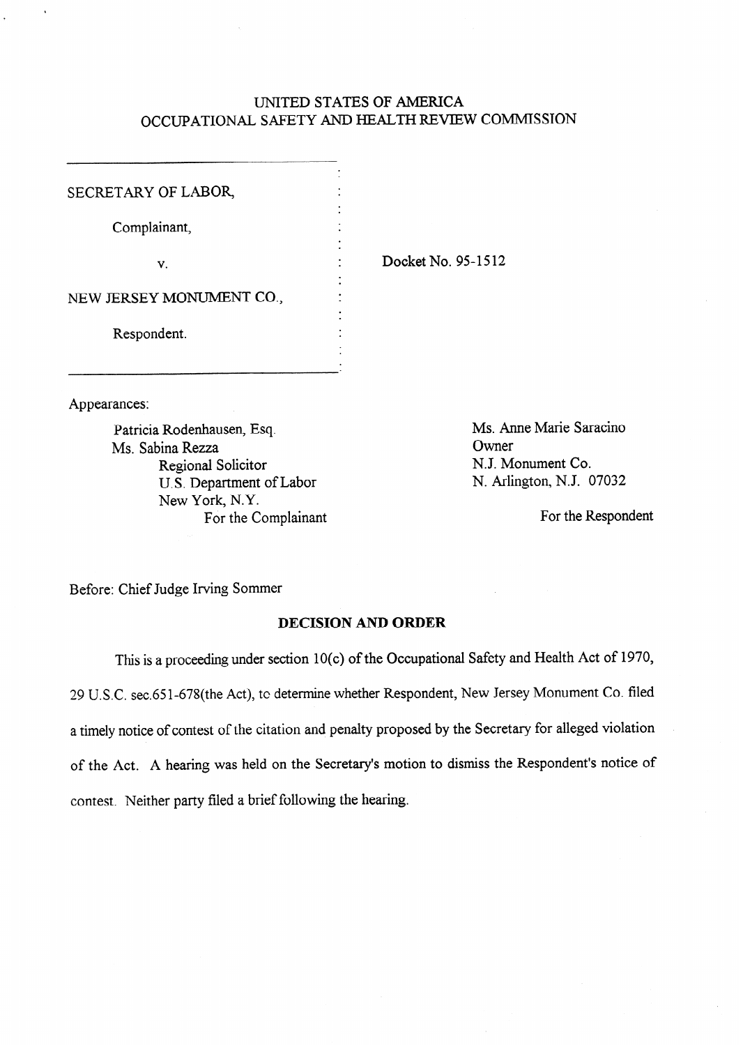# UNITED STATES OF AMERICA
# OCCUPATIONAL SAFETY AND HEALTH REVIEW COMMISSION

SECRETARY OF LABOR,

Complainant,

v.

NEW JERSEY MONUMENT CO.,

Respondent.

Docket No. 95-1512

Appearances:

Patricia Rodenhausen, Esq.
Ms. Sabina Rezza
Regional Solicitor
U.S. Department of Labor
New York, N.Y.
For the Complainant

Ms. Anne Marie Saracino
Owner
N.J. Monument Co.
N. Arlington, N.J. 07032

For the Respondent

Before: Chief Judge Irving Sommer

**DECISION AND ORDER**

This is a proceeding under section 10(c) of the Occupational Safety and Health Act of 1970, 29 U.S.C. sec.651-678(the Act), to determine whether Respondent, New Jersey Monument Co. filed a timely notice of contest of the citation and penalty proposed by the Secretary for alleged violation of the Act. A hearing was held on the Secretary's motion to dismiss the Respondent's notice of contest. Neither party filed a brief following the hearing.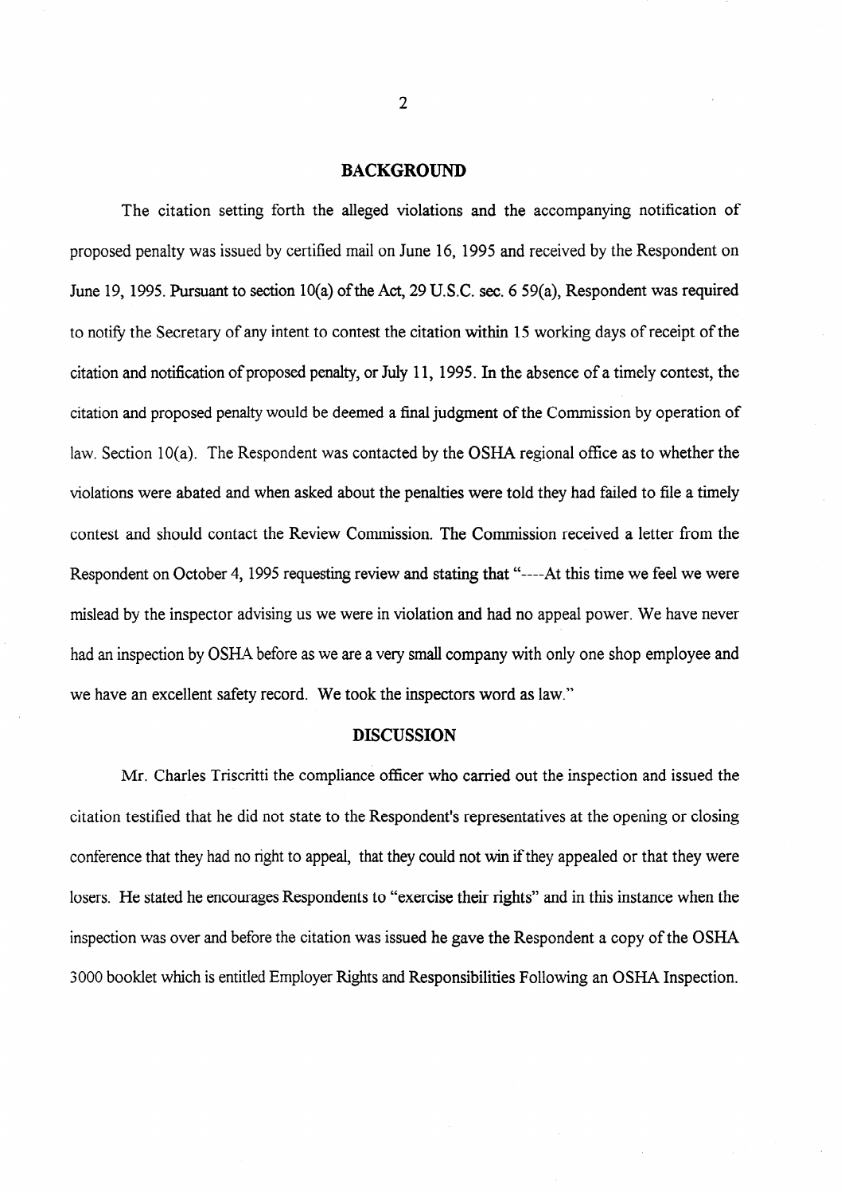## BACKGROUND

The citation setting forth the alleged violations and the accompanying notification of proposed penalty was issued by certified mail on June 16, 1995 and received by the Respondent on June 19, 1995. Pursuant to section 10(a) of the Act, 29 U.S.C. sec. 6 59(a), Respondent was required to notify the Secretary of any intent to contest the citation within 15 working days of receipt of the citation and notification of proposed penalty, or July 11, 1995. In the absence of a timely contest, the citation and proposed penalty would be deemed a final judgment of the Commission by operation of law. Section 10(a). The Respondent was contacted by the OSHA regional office as to whether the violations were abated and when asked about the penalties were told they had failed to file a timely contest and should contact the Review Commission. The Commission received a letter from the Respondent on October 4, 1995 requesting review and stating that "----At this time we feel we were mislead by the inspector advising us we were in violation and had no appeal power. We have never had an inspection by OSHA before as we are a very small company with only one shop employee and we have an excellent safety record. We took the inspectors word as law."

## DISCUSSION

Mr. Charles Triscritti the compliance officer who carried out the inspection and issued the citation testified that he did not state to the Respondent's representatives at the opening or closing conference that they had no right to appeal, that they could not win if they appealed or that they were losers. He stated he encourages Respondents to "exercise their rights" and in this instance when the inspection was over and before the citation was issued he gave the Respondent a copy of the OSHA 3000 booklet which is entitled Employer Rights and Responsibilities Following an OSHA Inspection.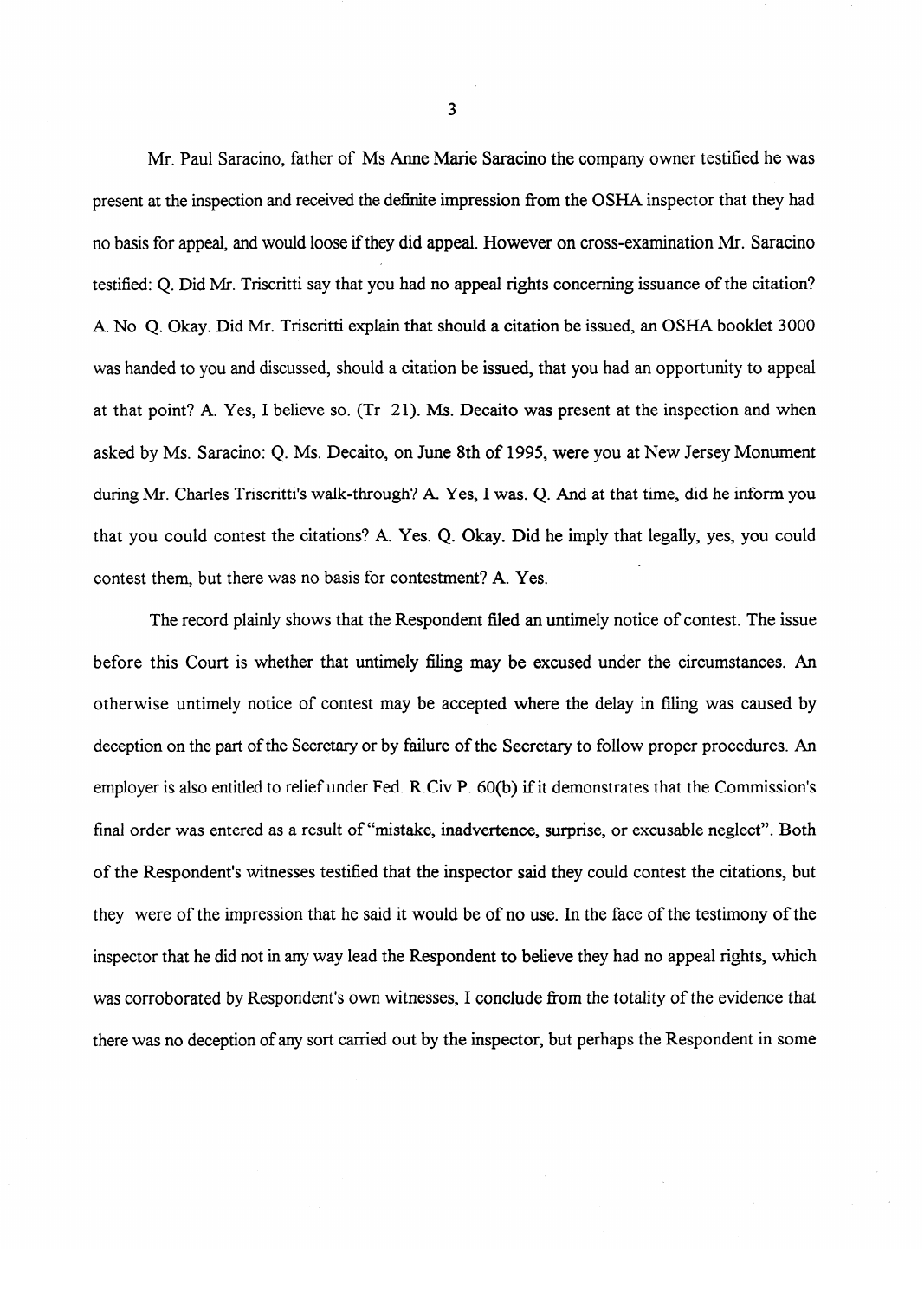Mr. Paul Saracino, father of Ms Anne Marie Saracino the company owner testified he was present at the inspection and received the definite impression from the OSHA inspector that they had no basis for appeal, and would loose if they did appeal. However on cross-examination Mr. Saracino testified: Q. Did Mr. Triscritti say that you had no appeal rights concerning issuance of the citation? A. No Q. Okay. Did Mr. Triscritti explain that should a citation be issued, an OSHA booklet 3000 was handed to you and discussed, should a citation be issued, that you had an opportunity to appeal at that point? A. Yes, I believe so. (Tr 21). Ms. Decaito was present at the inspection and when asked by Ms. Saracino: Q. Ms. Decaito, on June 8th of 1995, were you at New Jersey Monument during Mr. Charles Triscritti's walk-through? A. Yes, I was. Q. And at that time, did he inform you that you could contest the citations? A. Yes. Q. Okay. Did he imply that legally, yes, you could contest them, but there was no basis for contestment? A. Yes.

The record plainly shows that the Respondent filed an untimely notice of contest. The issue before this Court is whether that untimely filing may be excused under the circumstances. An otherwise untimely notice of contest may be accepted where the delay in filing was caused by deception on the part of the Secretary or by failure of the Secretary to follow proper procedures. An employer is also entitled to relief under Fed. R.Civ P. 60(b) if it demonstrates that the Commission's final order was entered as a result of "mistake, inadvertence, surprise, or excusable neglect". Both of the Respondent's witnesses testified that the inspector said they could contest the citations, but they were of the impression that he said it would be of no use. In the face of the testimony of the inspector that he did not in any way lead the Respondent to believe they had no appeal rights, which was corroborated by Respondent's own witnesses, I conclude from the totality of the evidence that there was no deception of any sort carried out by the inspector, but perhaps the Respondent in some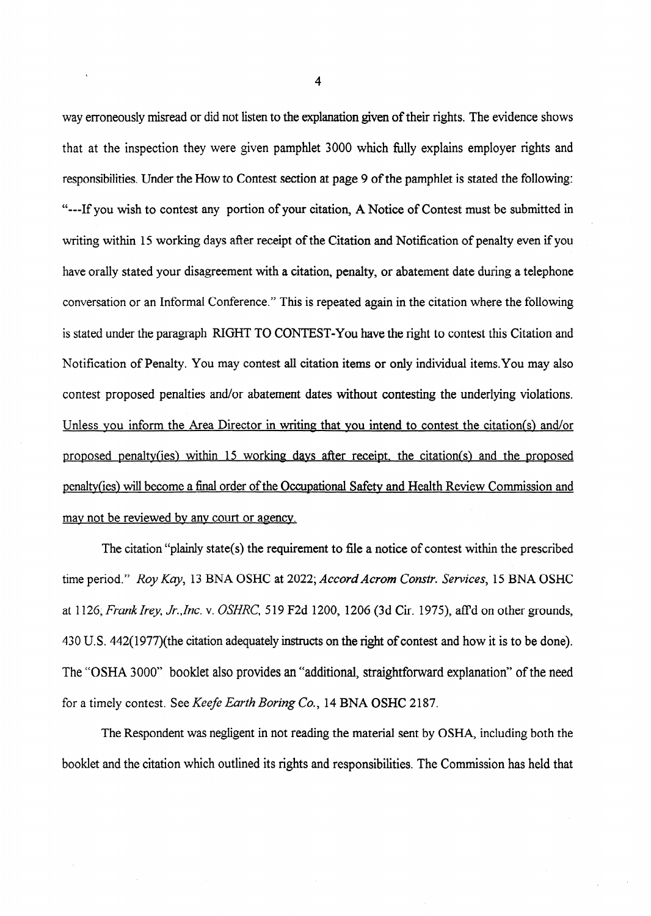way erroneously misread or did not listen to the explanation given of their rights. The evidence shows that at the inspection they were given pamphlet 3000 which fully explains employer rights and responsibilities. Under the How to Contest section at page 9 of the pamphlet is stated the following: "---If you wish to contest any portion of your citation, A Notice of Contest must be submitted in writing within 15 working days after receipt of the Citation and Notification of penalty even if you have orally stated your disagreement with a citation, penalty, or abatement date during a telephone conversation or an Informal Conference." This is repeated again in the citation where the following is stated under the paragraph RIGHT TO CONTEST-You have the right to contest this Citation and Notification of Penalty. You may contest all citation items or only individual items.You may also contest proposed penalties and/or abatement dates without contesting the underlying violations. <u>Unless you inform the Area Director in writing that you intend to contest the citation(s) and/or proposed penalty(ies) within 15 working days after receipt, the citation(s) and the proposed penalty(ies) will become a final order of the Occupational Safety and Health Review Commission and may not be reviewed by any court or agency.</u>

The citation "plainly state(s) the requirement to file a notice of contest within the prescribed time period." *Roy Kay*, 13 BNA OSHC at 2022; *Accord Acrom Constr. Services*, 15 BNA OSHC at 1126, *Frank Irey, Jr.,Inc.* v. *OSHRC*, 519 F2d 1200, 1206 (3d Cir. 1975), aff'd on other grounds, 430 U.S. 442(1977)(the citation adequately instructs on the right of contest and how it is to be done). The "OSHA 3000" booklet also provides an "additional, straightforward explanation" of the need for a timely contest. See *Keefe Earth Boring Co.*, 14 BNA OSHC 2187.

The Respondent was negligent in not reading the material sent by OSHA, including both the booklet and the citation which outlined its rights and responsibilities. The Commission has held that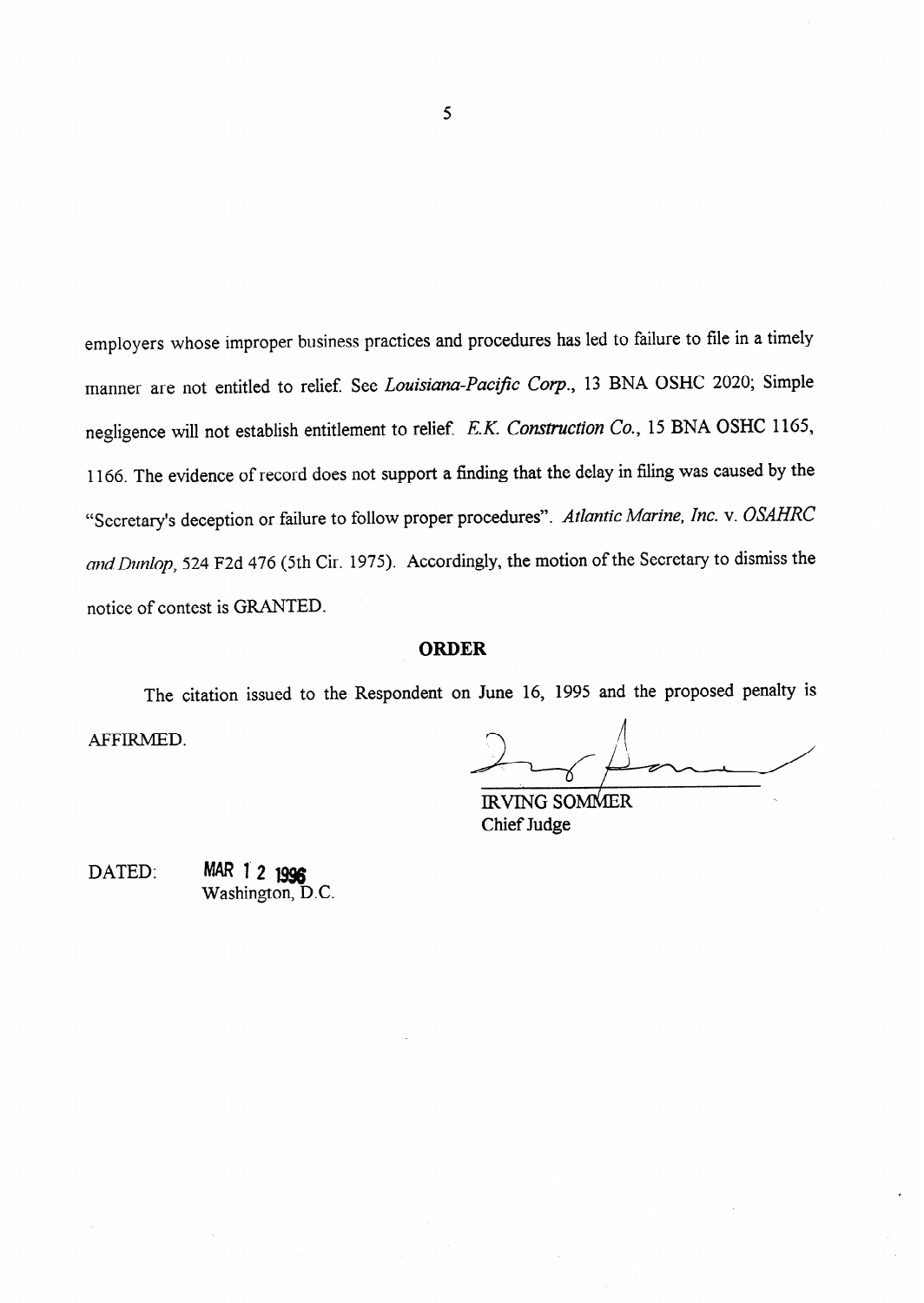employers whose improper business practices and procedures has led to failure to file in a timely manner are not entitled to relief. See *Louisiana-Pacific Corp.*, 13 BNA OSHC 2020; Simple negligence will not establish entitlement to relief. *E.K. Construction Co.*, 15 BNA OSHC 1165, 1166. The evidence of record does not support a finding that the delay in filing was caused by the "Secretary's deception or failure to follow proper procedures". *Atlantic Marine, Inc.* v. *OSAHRC and Dunlop*, 524 F2d 476 (5th Cir. 1975). Accordingly, the motion of the Secretary to dismiss the notice of contest is GRANTED.

## ORDER

The citation issued to the Respondent on June 16, 1995 and the proposed penalty is AFFIRMED.

IRVING SOMMER
Chief Judge

DATED: MAR 12 1996
Washington, D.C.